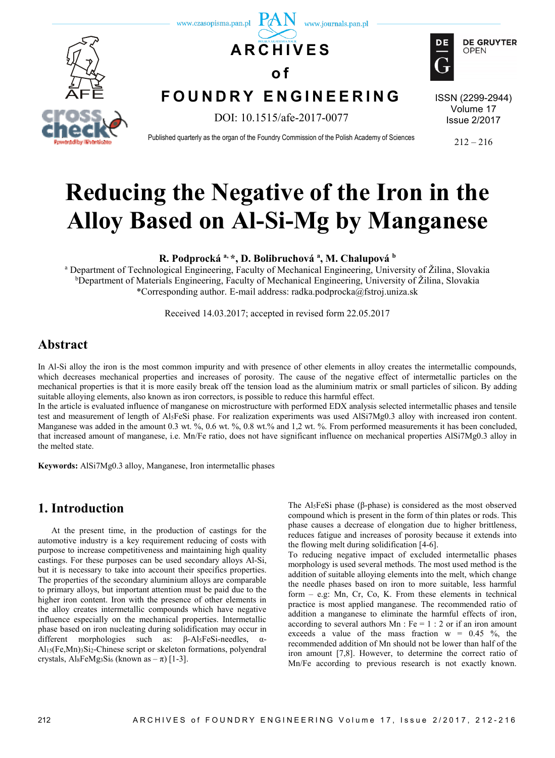# Reducing the Negative of the Iron in the Alloy Based on Al-Si-Mg by Manganese

**R. Podprocká [a, *], D. Bolibruchová [a], M. Chalupová [b]**

[a] Department of Technological Engineering, Faculty of Mechanical Engineering, University of Žilina, Slovakia
[b] Department of Materials Engineering, Faculty of Mechanical Engineering, University of Žilina, Slovakia
*Corresponding author. E-mail address: radka.podprocka@fstroj.uniza.sk

Received 14.03.2017; accepted in revised form 22.05.2017

## Abstract

In Al-Si alloy the iron is the most common impurity and with presence of other elements in alloy creates the intermetallic compounds, which decreases mechanical properties and increases of porosity. The cause of the negative effect of intermetallic particles on the mechanical properties is that it is more easily break off the tension load as the aluminium matrix or small particles of silicon. By adding suitable alloying elements, also known as iron correctors, is possible to reduce this harmful effect.

In the article is evaluated influence of manganese on microstructure with performed EDX analysis selected intermetallic phases and tensile test and measurement of length of $Al_5FeSi$ phase. For realization experiments was used AlSi7Mg0.3 alloy with increased iron content. Manganese was added in the amount 0.3 wt. %, 0.6 wt. %, 0.8 wt.% and 1,2 wt. %. From performed measurements it has been concluded, that increased amount of manganese, i.e. Mn/Fe ratio, does not have significant influence on mechanical properties AlSi7Mg0.3 alloy in the melted state.

**Keywords:** AlSi7Mg0.3 alloy, Manganese, Iron intermetallic phases

## 1. Introduction

At the present time, in the production of castings for the automotive industry is a key requirement reducing of costs with purpose to increase competitiveness and maintaining high quality castings. For these purposes can be used secondary alloys Al-Si, but it is necessary to take into account their specifics properties. The properties of the secondary aluminium alloys are comparable to primary alloys, but important attention must be paid due to the higher iron content. Iron with the presence of other elements in the alloy creates intermetallic compounds which have negative influence especially on the mechanical properties. Intermetallic phase based on iron nucleating during solidification may occur in different morphologies such as: β-$Al_5FeSi$-needles, α-$Al_{15}(Fe,Mn)_3Si_2$-Chinese script or skeleton formations, polyendral crystals, $Al_8FeMg_3Si_6$ (known as – π) [1-3].

The $Al_5FeSi$ phase (β-phase) is considered as the most observed compound which is present in the form of thin plates or rods. This phase causes a decrease of elongation due to higher brittleness, reduces fatigue and increases of porosity because it extends into the flowing melt during solidification [4-6].

To reducing negative impact of excluded intermetallic phases morphology is used several methods. The most used method is the addition of suitable alloying elements into the melt, which change the needle phases based on iron to more suitable, less harmful form – e.g: Mn, Cr, Co, K. From these elements in technical practice is most applied manganese. The recommended ratio of addition a manganese to eliminate the harmful effects of iron, according to several authors Mn : Fe = 1 : 2 or if an iron amount exceeds a value of the mass fraction w = 0.45 %, the recommended addition of Mn should not be lower than half of the iron amount [7,8]. However, to determine the correct ratio of Mn/Fe according to previous research is not exactly known.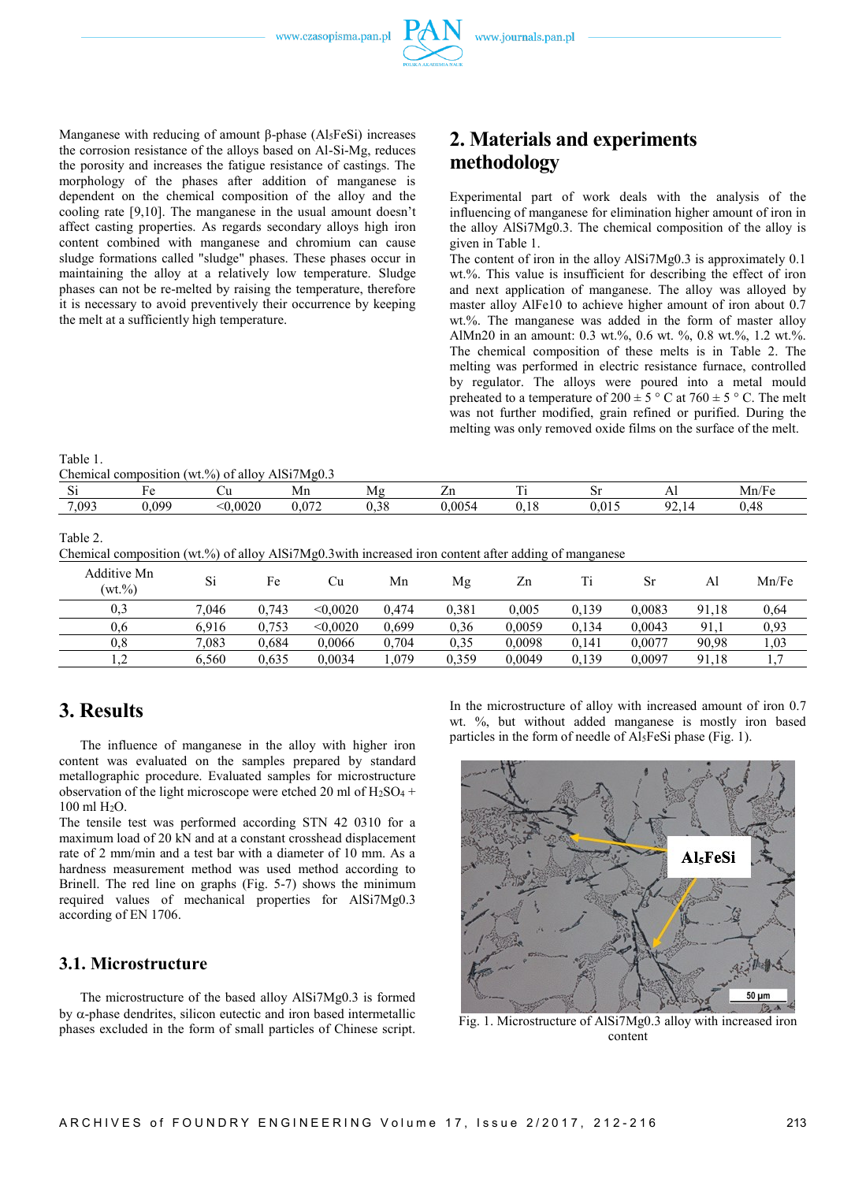Manganese with reducing of amount β-phase ($Al_5FeSi$) increases the corrosion resistance of the alloys based on Al-Si-Mg, reduces the porosity and increases the fatigue resistance of castings. The morphology of the phases after addition of manganese is dependent on the chemical composition of the alloy and the cooling rate [9,10]. The manganese in the usual amount doesn't affect casting properties. As regards secondary alloys high iron content combined with manganese and chromium can cause sludge formations called "sludge" phases. These phases occur in maintaining the alloy at a relatively low temperature. Sludge phases can not be re-melted by raising the temperature, therefore it is necessary to avoid preventively their occurrence by keeping the melt at a sufficiently high temperature.

## 2. Materials and experiments methodology

Experimental part of work deals with the analysis of the influencing of manganese for elimination higher amount of iron in the alloy AlSi7Mg0.3. The chemical composition of the alloy is given in Table 1.

The content of iron in the alloy AlSi7Mg0.3 is approximately 0.1 wt.%. This value is insufficient for describing the effect of iron and next application of manganese. The alloy was alloyed by master alloy AlFe10 to achieve higher amount of iron about 0.7 wt.%. The manganese was added in the form of master alloy AlMn20 in an amount: 0.3 wt.%, 0.6 wt. %, 0.8 wt.%, 1.2 wt.%. The chemical composition of these melts is in Table 2. The melting was performed in electric resistance furnace, controlled by regulator. The alloys were poured into a metal mould preheated to a temperature of 200 ± 5 ° C at 760 ± 5 ° C. The melt was not further modified, grain refined or purified. During the melting was only removed oxide films on the surface of the melt.

Table 1.
Chemical composition (wt.%) of alloy AlSi7Mg0.3

| Si | Fe | Cu | Mn | Mg | Zn | Ti | Sr | Al | Mn/Fe |
|---|---|---|---|---|---|---|---|---|---|
| 7,093 | 0,099 | <0,0020 | 0,072 | 0,38 | 0,0054 | 0,18 | 0,015 | 92,14 | 0,48 |

Table 2.
Chemical composition (wt.%) of alloy AlSi7Mg0.3with increased iron content after adding of manganese

| Additive Mn (wt.%) | Si | Fe | Cu | Mn | Mg | Zn | Ti | Sr | Al | Mn/Fe |
|---|---|---|---|---|---|---|---|---|---|---|
| 0,3 | 7,046 | 0,743 | <0,0020 | 0,474 | 0,381 | 0,005 | 0,139 | 0,0083 | 91,18 | 0,64 |
| 0,6 | 6,916 | 0,753 | <0,0020 | 0,699 | 0,36 | 0,0059 | 0,134 | 0,0043 | 91,1 | 0,93 |
| 0,8 | 7,083 | 0,684 | 0,0066 | 0,704 | 0,35 | 0,0098 | 0,141 | 0,0077 | 90,98 | 1,03 |
| 1,2 | 6,560 | 0,635 | 0,0034 | 1,079 | 0,359 | 0,0049 | 0,139 | 0,0097 | 91,18 | 1,7 |

## 3. Results

The influence of manganese in the alloy with higher iron content was evaluated on the samples prepared by standard metallographic procedure. Evaluated samples for microstructure observation of the light microscope were etched 20 ml of $H_2SO_4$ + 100 ml $H_2O$.

The tensile test was performed according STN 42 0310 for a maximum load of 20 kN and at a constant crosshead displacement rate of 2 mm/min and a test bar with a diameter of 10 mm. As a hardness measurement method was used method according to Brinell. The red line on graphs (Fig. 5-7) shows the minimum required values of mechanical properties for AlSi7Mg0.3 according of EN 1706.

### 3.1. Microstructure

The microstructure of the based alloy AlSi7Mg0.3 is formed by α-phase dendrites, silicon eutectic and iron based intermetallic phases excluded in the form of small particles of Chinese script.

In the microstructure of alloy with increased amount of iron 0.7 wt. %, but without added manganese is mostly iron based particles in the form of needle of $Al_5FeSi$ phase (Fig. 1).

Fig. 1. Microstructure of AlSi7Mg0.3 alloy with increased iron content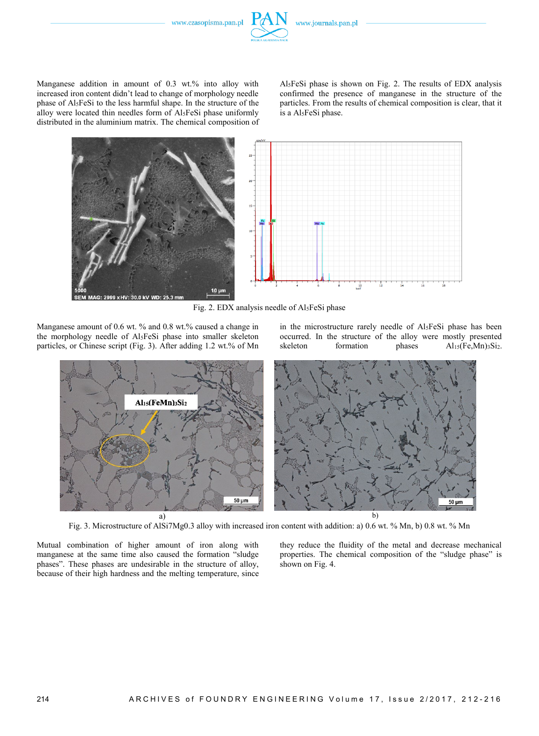Manganese addition in amount of 0.3 wt.% into alloy with increased iron content didn't lead to change of morphology needle phase of $Al_5FeSi$ to the less harmful shape. In the structure of the alloy were located thin needles form of $Al_5FeSi$ phase uniformly distributed in the aluminium matrix. The chemical composition of $Al_5FeSi$ phase is shown on Fig. 2. The results of EDX analysis confirmed the presence of manganese in the structure of the particles. From the results of chemical composition is clear, that it is a $Al_5FeSi$ phase.

Fig. 2. EDX analysis needle of $Al_5FeSi$ phase

Manganese amount of 0.6 wt. % and 0.8 wt.% caused a change in the morphology needle of $Al_5FeSi$ phase into smaller skeleton particles, or Chinese script (Fig. 3). After adding 1.2 wt.% of Mn in the microstructure rarely needle of $Al_5FeSi$ phase has been occurred. In the structure of the alloy were mostly presented skeleton formation phases $Al_{15}(Fe,Mn)_3Si_2$.

Fig. 3. Microstructure of AlSi7Mg0.3 alloy with increased iron content with addition: a) 0.6 wt. % Mn, b) 0.8 wt. % Mn

Mutual combination of higher amount of iron along with manganese at the same time also caused the formation "sludge phases". These phases are undesirable in the structure of alloy, because of their high hardness and the melting temperature, since they reduce the fluidity of the metal and decrease mechanical properties. The chemical composition of the "sludge phase" is shown on Fig. 4.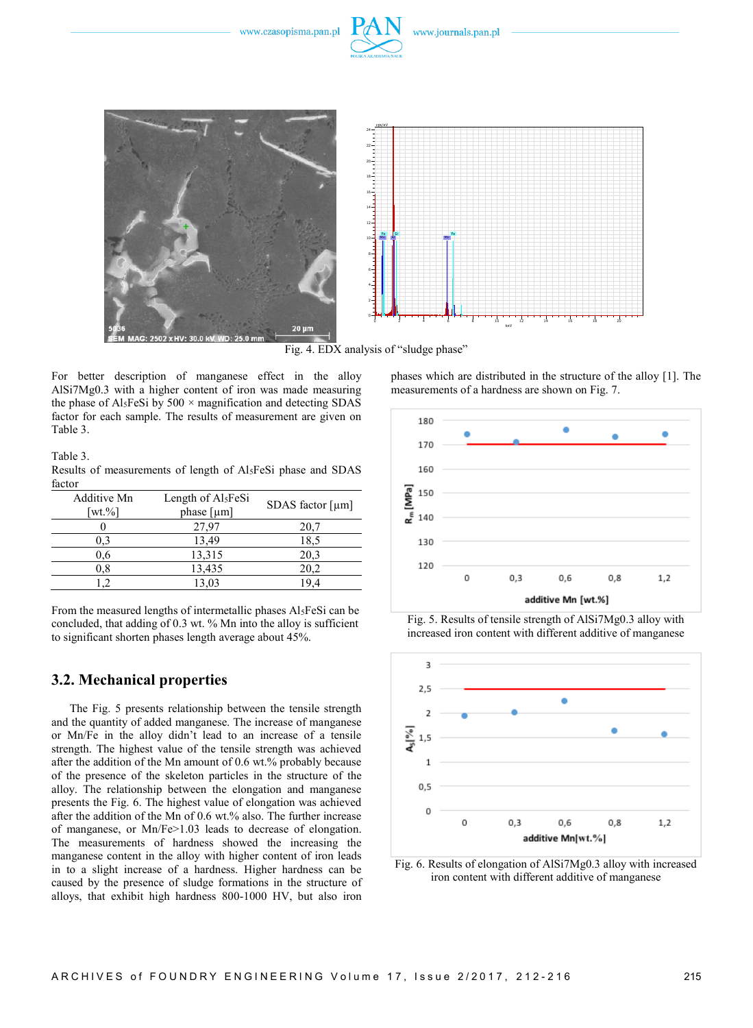Fig. 4. EDX analysis of "sludge phase"

For better description of manganese effect in the alloy AlSi7Mg0.3 with a higher content of iron was made measuring the phase of $Al_5FeSi$ by 500 × magnification and detecting SDAS factor for each sample. The results of measurement are given on Table 3.

Table 3.
Results of measurements of length of $Al_5FeSi$ phase and SDAS factor

| Additive Mn [wt.%] | Length of $Al_5FeSi$ phase [μm] | SDAS factor [μm] |
|---|---|---|
| 0 | 27,97 | 20,7 |
| 0,3 | 13,49 | 18,5 |
| 0,6 | 13,315 | 20,3 |
| 0,8 | 13,435 | 20,2 |
| 1,2 | 13,03 | 19,4 |

From the measured lengths of intermetallic phases $Al_5FeSi$ can be concluded, that adding of 0.3 wt. % Mn into the alloy is sufficient to significant shorten phases length average about 45%.

## 3.2. Mechanical properties

The Fig. 5 presents relationship between the tensile strength and the quantity of added manganese. The increase of manganese or Mn/Fe in the alloy didn't lead to an increase of a tensile strength. The highest value of the tensile strength was achieved after the addition of the Mn amount of 0.6 wt.% probably because of the presence of the skeleton particles in the structure of the alloy. The relationship between the elongation and manganese presents the Fig. 6. The highest value of elongation was achieved after the addition of the Mn of 0.6 wt.% also. The further increase of manganese, or Mn/Fe>1.03 leads to decrease of elongation. The measurements of hardness showed the increasing the manganese content in the alloy with higher content of iron leads in to a slight increase of a hardness. Higher hardness can be caused by the presence of sludge formations in the structure of alloys, that exhibit high hardness 800-1000 HV, but also iron phases which are distributed in the structure of the alloy [1]. The measurements of a hardness are shown on Fig. 7.

Fig. 5. Results of tensile strength of AlSi7Mg0.3 alloy with increased iron content with different additive of manganese

Fig. 6. Results of elongation of AlSi7Mg0.3 alloy with increased iron content with different additive of manganese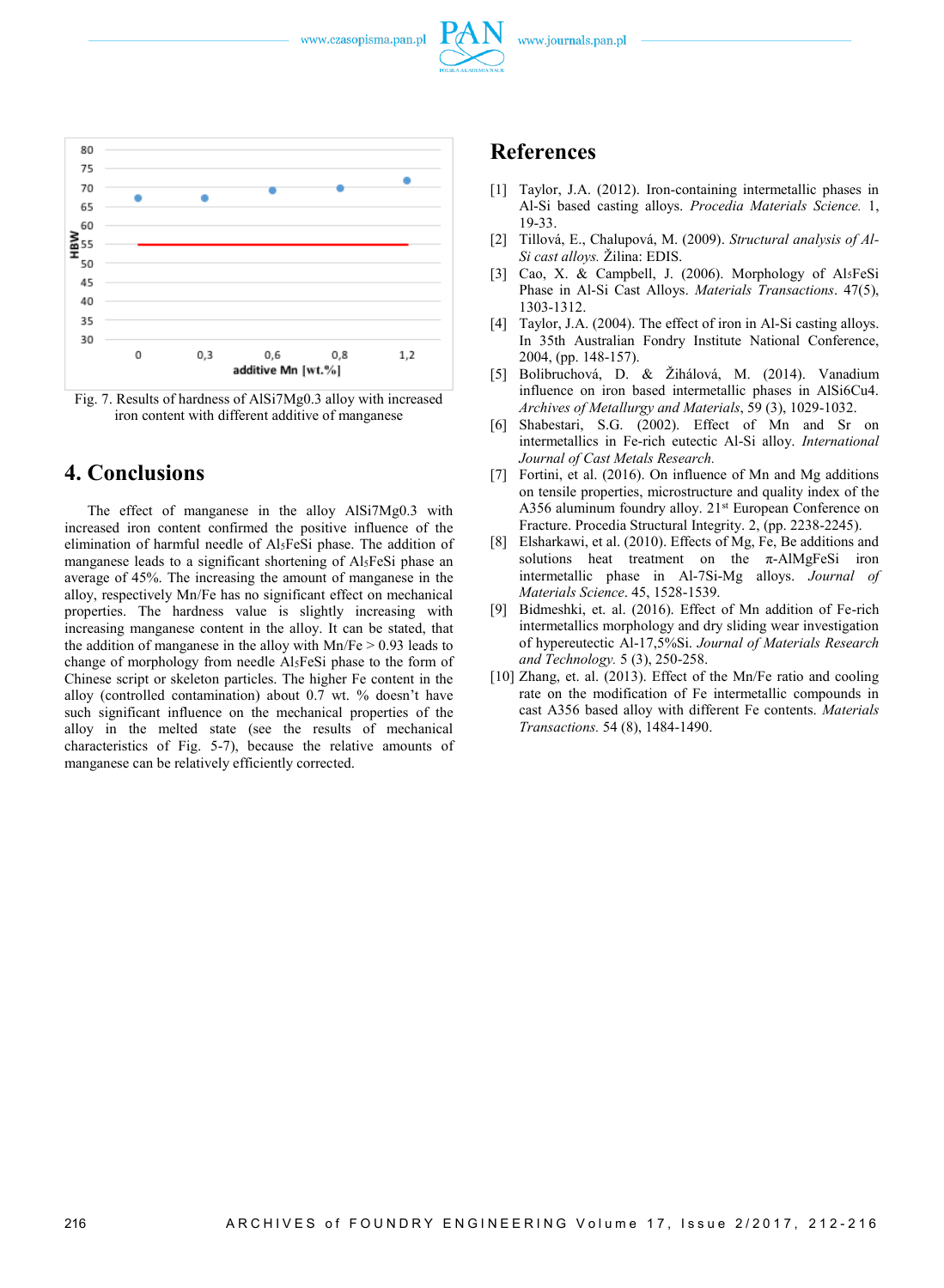80
75
70
65
60
55
50
45
40
35
30
HBW
0
0,3
0,6
0,8
1,2
additive Mn [wt.%]

Fig. 7. Results of hardness of AlSi7Mg0.3 alloy with increased iron content with different additive of manganese

## 4. Conclusions

The effect of manganese in the alloy AlSi7Mg0.3 with increased iron content confirmed the positive influence of the elimination of harmful needle of $Al_5FeSi$ phase. The addition of manganese leads to a significant shortening of $Al_5FeSi$ phase an average of 45%. The increasing the amount of manganese in the alloy, respectively Mn/Fe has no significant effect on mechanical properties. The hardness value is slightly increasing with increasing manganese content in the alloy. It can be stated, that the addition of manganese in the alloy with Mn/Fe > 0.93 leads to change of morphology from needle $Al_5FeSi$ phase to the form of Chinese script or skeleton particles. The higher Fe content in the alloy (controlled contamination) about 0.7 wt. % doesn't have such significant influence on the mechanical properties of the alloy in the melted state (see the results of mechanical characteristics of Fig. 5-7), because the relative amounts of manganese can be relatively efficiently corrected.

## References

[1] Taylor, J.A. (2012). Iron-containing intermetallic phases in Al-Si based casting alloys. *Procedia Materials Science.* 1, 19-33.

[2] Tillová, E., Chalupová, M. (2009). *Structural analysis of Al-Si cast alloys.* Žilina: EDIS.

[3] Cao, X. & Campbell, J. (2006). Morphology of $Al_5FeSi$ Phase in Al-Si Cast Alloys. *Materials Transactions*. 47(5), 1303-1312.

[4] Taylor, J.A. (2004). The effect of iron in Al-Si casting alloys. In 35th Australian Fondry Institute National Conference, 2004, (pp. 148-157).

[5] Bolibruchová, D. & Žihálová, M. (2014). Vanadium influence on iron based intermetallic phases in AlSi6Cu4. *Archives of Metallurgy and Materials*, 59 (3), 1029-1032.

[6] Shabestari, S.G. (2002). Effect of Mn and Sr on intermetallics in Fe-rich eutectic Al-Si alloy. *International Journal of Cast Metals Research.*

[7] Fortini, et al. (2016). On influence of Mn and Mg additions on tensile properties, microstructure and quality index of the A356 aluminum foundry alloy. 21st European Conference on Fracture. Procedia Structural Integrity. 2, (pp. 2238-2245).

[8] Elsharkawi, et al. (2010). Effects of Mg, Fe, Be additions and solutions heat treatment on the π-AlMgFeSi iron intermetallic phase in Al-7Si-Mg alloys. *Journal of Materials Science*. 45, 1528-1539.

[9] Bidmeshki, et. al. (2016). Effect of Mn addition of Fe-rich intermetallics morphology and dry sliding wear investigation of hypereutectic Al-17,5%Si. *Journal of Materials Research and Technology.* 5 (3), 250-258.

[10] Zhang, et. al. (2013). Effect of the Mn/Fe ratio and cooling rate on the modification of Fe intermetallic compounds in cast A356 based alloy with different Fe contents. *Materials Transactions.* 54 (8), 1484-1490.